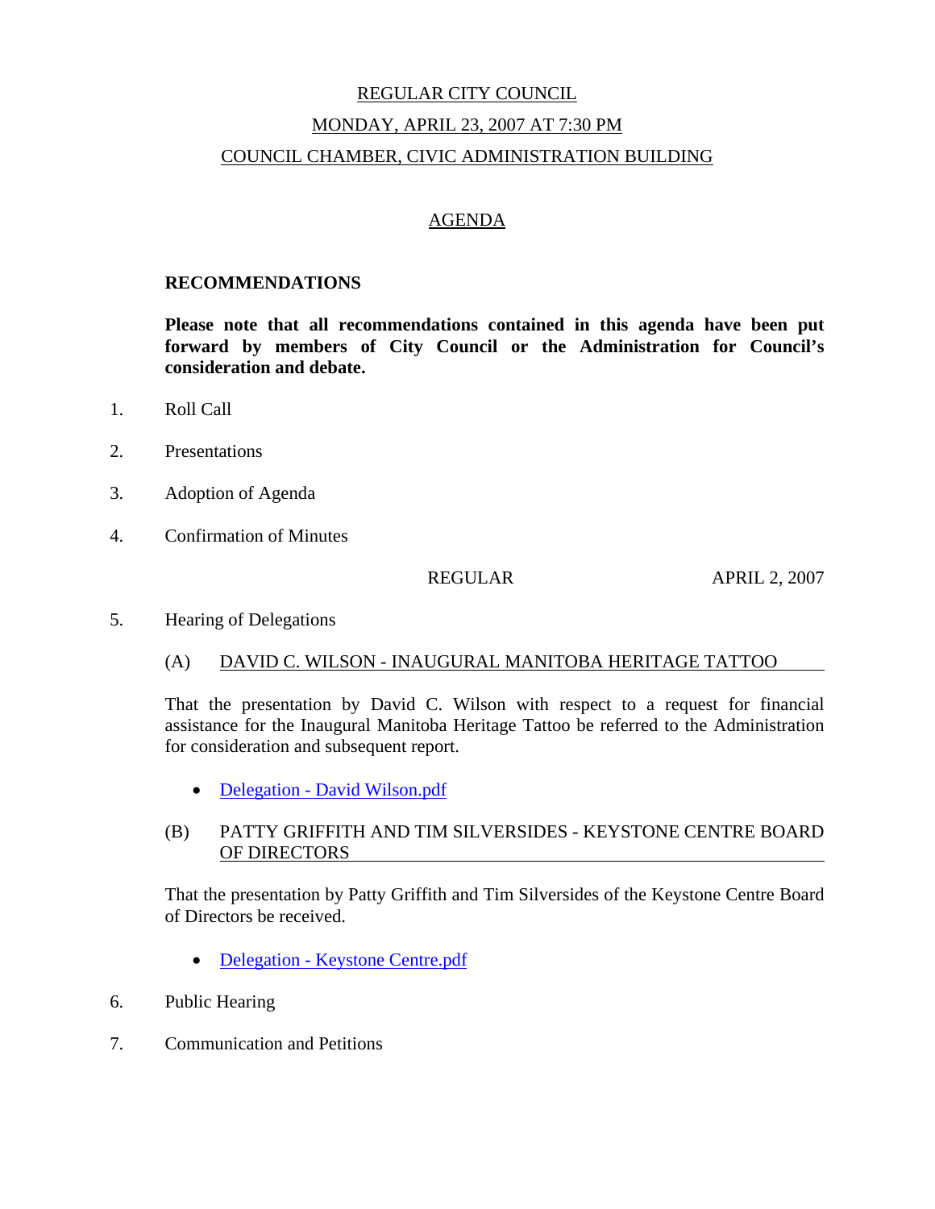# REGULAR CITY COUNCIL

## MONDAY, APRIL 23, 2007 AT 7:30 PM

## COUNCIL CHAMBER, CIVIC ADMINISTRATION BUILDING

## AGENDA

**RECOMMENDATIONS**

**Please note that all recommendations contained in this agenda have been put forward by members of City Council or the Administration for Council's consideration and debate.**

1. Roll Call

2. Presentations

3. Adoption of Agenda

4. Confirmation of Minutes

   REGULAR APRIL 2, 2007

5. Hearing of Delegations

   (A) DAVID C. WILSON - INAUGURAL MANITOBA HERITAGE TATTOO

   That the presentation by David C. Wilson with respect to a request for financial assistance for the Inaugural Manitoba Heritage Tattoo be referred to the Administration for consideration and subsequent report.

   - Delegation - David Wilson.pdf

   (B) PATTY GRIFFITH AND TIM SILVERSIDES - KEYSTONE CENTRE BOARD OF DIRECTORS

   That the presentation by Patty Griffith and Tim Silversides of the Keystone Centre Board of Directors be received.

   - Delegation - Keystone Centre.pdf

6. Public Hearing

7. Communication and Petitions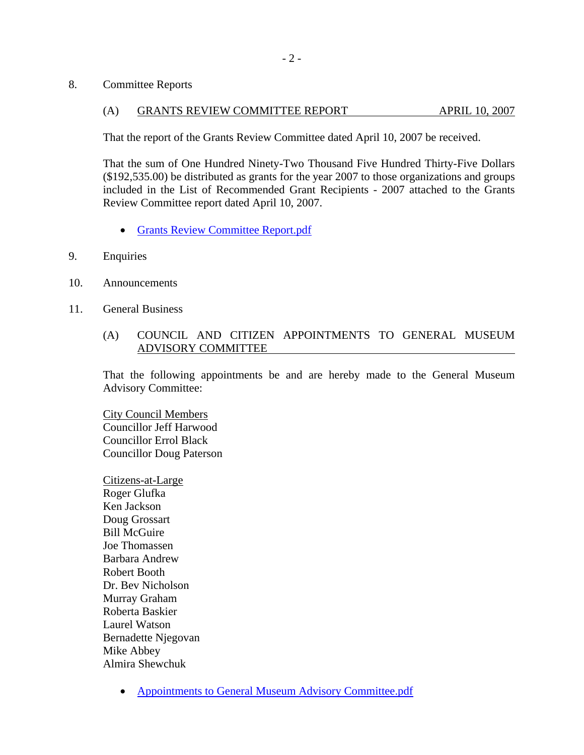8. Committee Reports

(A) GRANTS REVIEW COMMITTEE REPORT APRIL 10, 2007

That the report of the Grants Review Committee dated April 10, 2007 be received.

That the sum of One Hundred Ninety-Two Thousand Five Hundred Thirty-Five Dollars ($192,535.00) be distributed as grants for the year 2007 to those organizations and groups included in the List of Recommended Grant Recipients - 2007 attached to the Grants Review Committee report dated April 10, 2007.

- Grants Review Committee Report.pdf

9. Enquiries

10. Announcements

11. General Business

(A) COUNCIL AND CITIZEN APPOINTMENTS TO GENERAL MUSEUM ADVISORY COMMITTEE

That the following appointments be and are hereby made to the General Museum Advisory Committee:

City Council Members
Councillor Jeff Harwood
Councillor Errol Black
Councillor Doug Paterson

Citizens-at-Large
Roger Glufka
Ken Jackson
Doug Grossart
Bill McGuire
Joe Thomassen
Barbara Andrew
Robert Booth
Dr. Bev Nicholson
Murray Graham
Roberta Baskier
Laurel Watson
Bernadette Njegovan
Mike Abbey
Almira Shewchuk

- Appointments to General Museum Advisory Committee.pdf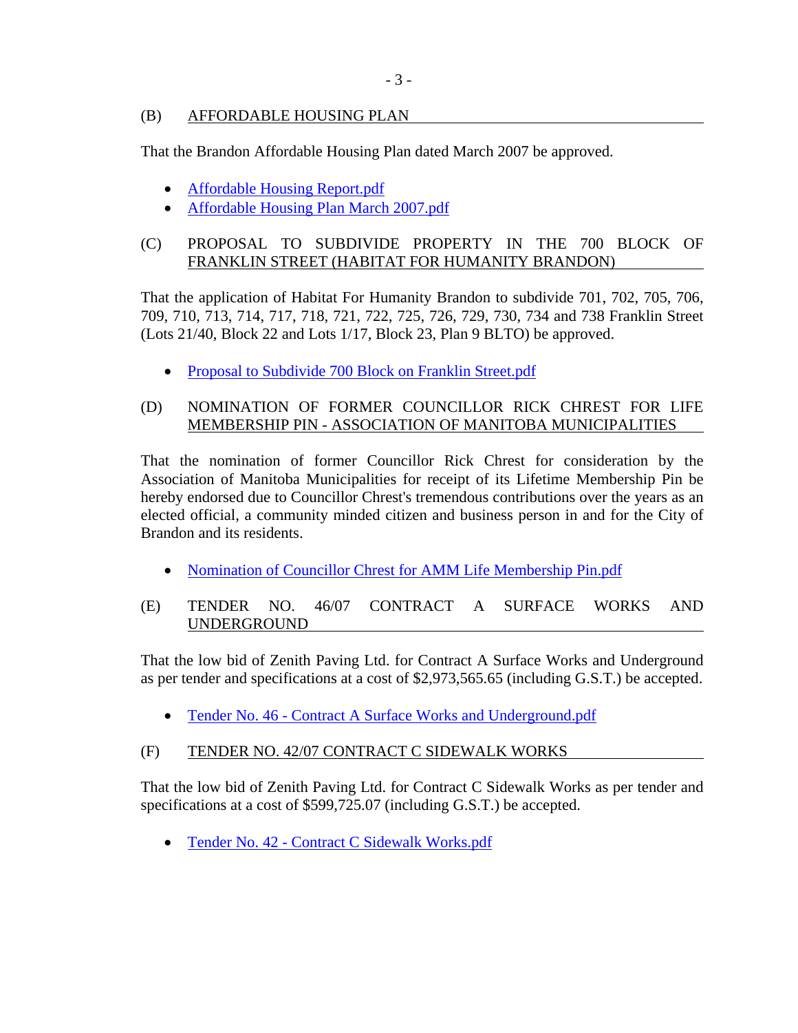### (B) AFFORDABLE HOUSING PLAN

That the Brandon Affordable Housing Plan dated March 2007 be approved.

- Affordable Housing Report.pdf
- Affordable Housing Plan March 2007.pdf

### (C) PROPOSAL TO SUBDIVIDE PROPERTY IN THE 700 BLOCK OF FRANKLIN STREET (HABITAT FOR HUMANITY BRANDON)

That the application of Habitat For Humanity Brandon to subdivide 701, 702, 705, 706, 709, 710, 713, 714, 717, 718, 721, 722, 725, 726, 729, 730, 734 and 738 Franklin Street (Lots 21/40, Block 22 and Lots 1/17, Block 23, Plan 9 BLTO) be approved.

- Proposal to Subdivide 700 Block on Franklin Street.pdf

### (D) NOMINATION OF FORMER COUNCILLOR RICK CHREST FOR LIFE MEMBERSHIP PIN - ASSOCIATION OF MANITOBA MUNICIPALITIES

That the nomination of former Councillor Rick Chrest for consideration by the Association of Manitoba Municipalities for receipt of its Lifetime Membership Pin be hereby endorsed due to Councillor Chrest's tremendous contributions over the years as an elected official, a community minded citizen and business person in and for the City of Brandon and its residents.

- Nomination of Councillor Chrest for AMM Life Membership Pin.pdf

### (E) TENDER NO. 46/07 CONTRACT A SURFACE WORKS AND UNDERGROUND

That the low bid of Zenith Paving Ltd. for Contract A Surface Works and Underground as per tender and specifications at a cost of $2,973,565.65 (including G.S.T.) be accepted.

- Tender No. 46 - Contract A Surface Works and Underground.pdf

### (F) TENDER NO. 42/07 CONTRACT C SIDEWALK WORKS

That the low bid of Zenith Paving Ltd. for Contract C Sidewalk Works as per tender and specifications at a cost of $599,725.07 (including G.S.T.) be accepted.

- Tender No. 42 - Contract C Sidewalk Works.pdf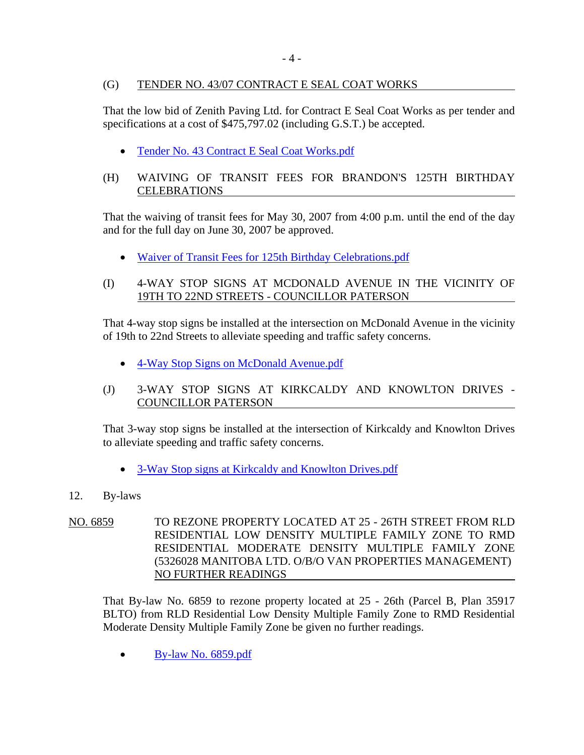(G) TENDER NO. 43/07 CONTRACT E SEAL COAT WORKS

That the low bid of Zenith Paving Ltd. for Contract E Seal Coat Works as per tender and specifications at a cost of $475,797.02 (including G.S.T.) be accepted.

- Tender No. 43 Contract E Seal Coat Works.pdf

(H) WAIVING OF TRANSIT FEES FOR BRANDON'S 125TH BIRTHDAY CELEBRATIONS

That the waiving of transit fees for May 30, 2007 from 4:00 p.m. until the end of the day and for the full day on June 30, 2007 be approved.

- Waiver of Transit Fees for 125th Birthday Celebrations.pdf

(I) 4-WAY STOP SIGNS AT MCDONALD AVENUE IN THE VICINITY OF 19TH TO 22ND STREETS - COUNCILLOR PATERSON

That 4-way stop signs be installed at the intersection on McDonald Avenue in the vicinity of 19th to 22nd Streets to alleviate speeding and traffic safety concerns.

- 4-Way Stop Signs on McDonald Avenue.pdf

(J) 3-WAY STOP SIGNS AT KIRKCALDY AND KNOWLTON DRIVES - COUNCILLOR PATERSON

That 3-way stop signs be installed at the intersection of Kirkcaldy and Knowlton Drives to alleviate speeding and traffic safety concerns.

- 3-Way Stop signs at Kirkcaldy and Knowlton Drives.pdf

12. By-laws

NO. 6859 TO REZONE PROPERTY LOCATED AT 25 - 26TH STREET FROM RLD RESIDENTIAL LOW DENSITY MULTIPLE FAMILY ZONE TO RMD RESIDENTIAL MODERATE DENSITY MULTIPLE FAMILY ZONE (5326028 MANITOBA LTD. O/B/O VAN PROPERTIES MANAGEMENT) NO FURTHER READINGS

That By-law No. 6859 to rezone property located at 25 - 26th (Parcel B, Plan 35917 BLTO) from RLD Residential Low Density Multiple Family Zone to RMD Residential Moderate Density Multiple Family Zone be given no further readings.

- By-law No. 6859.pdf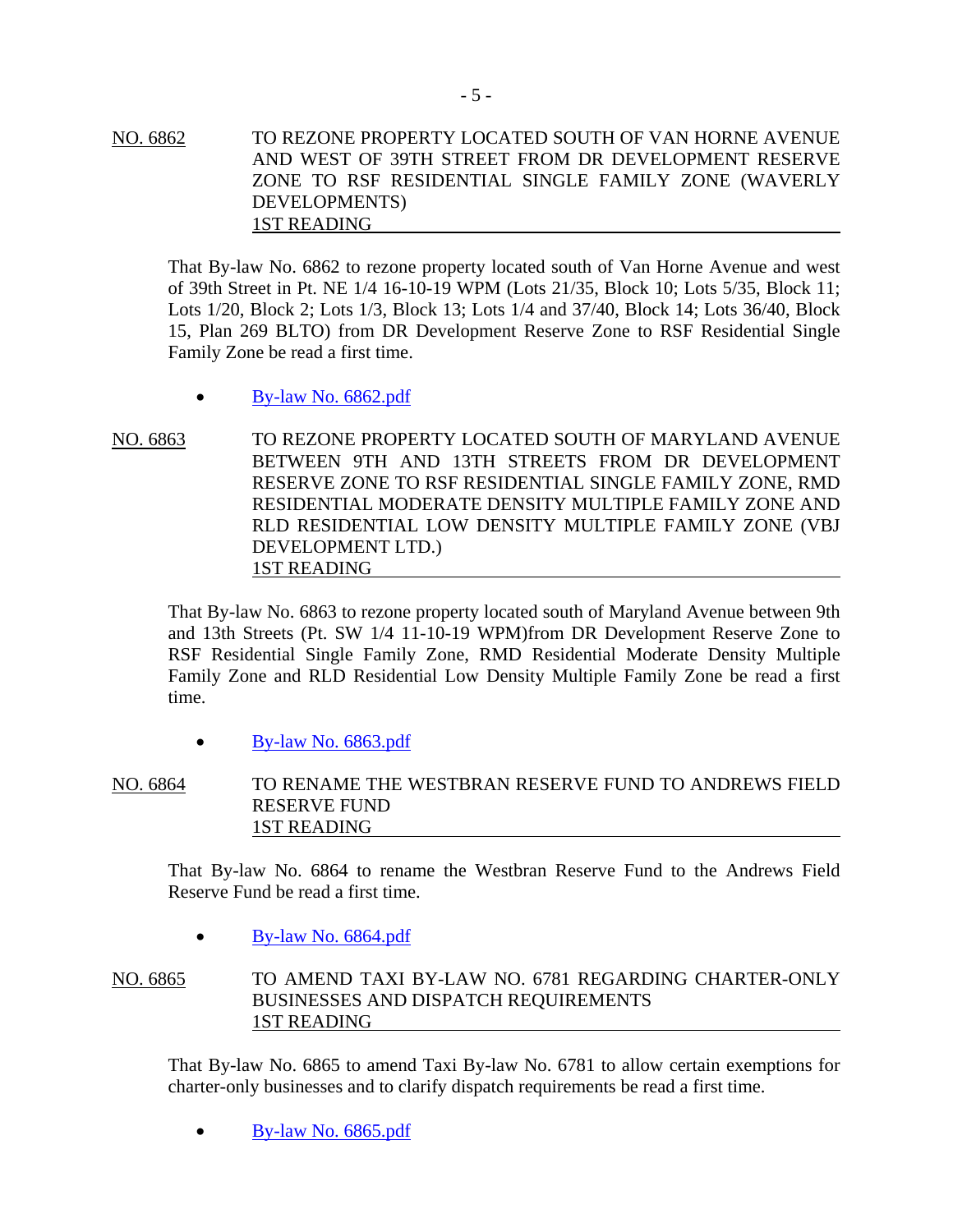NO. 6862 TO REZONE PROPERTY LOCATED SOUTH OF VAN HORNE AVENUE AND WEST OF 39TH STREET FROM DR DEVELOPMENT RESERVE ZONE TO RSF RESIDENTIAL SINGLE FAMILY ZONE (WAVERLY DEVELOPMENTS)
1ST READING

That By-law No. 6862 to rezone property located south of Van Horne Avenue and west of 39th Street in Pt. NE 1/4 16-10-19 WPM (Lots 21/35, Block 10; Lots 5/35, Block 11; Lots 1/20, Block 2; Lots 1/3, Block 13; Lots 1/4 and 37/40, Block 14; Lots 36/40, Block 15, Plan 269 BLTO) from DR Development Reserve Zone to RSF Residential Single Family Zone be read a first time.

- By-law No. 6862.pdf

NO. 6863 TO REZONE PROPERTY LOCATED SOUTH OF MARYLAND AVENUE BETWEEN 9TH AND 13TH STREETS FROM DR DEVELOPMENT RESERVE ZONE TO RSF RESIDENTIAL SINGLE FAMILY ZONE, RMD RESIDENTIAL MODERATE DENSITY MULTIPLE FAMILY ZONE AND RLD RESIDENTIAL LOW DENSITY MULTIPLE FAMILY ZONE (VBJ DEVELOPMENT LTD.)
1ST READING

That By-law No. 6863 to rezone property located south of Maryland Avenue between 9th and 13th Streets (Pt. SW 1/4 11-10-19 WPM)from DR Development Reserve Zone to RSF Residential Single Family Zone, RMD Residential Moderate Density Multiple Family Zone and RLD Residential Low Density Multiple Family Zone be read a first time.

- By-law No. 6863.pdf

NO. 6864 TO RENAME THE WESTBRAN RESERVE FUND TO ANDREWS FIELD RESERVE FUND
1ST READING

That By-law No. 6864 to rename the Westbran Reserve Fund to the Andrews Field Reserve Fund be read a first time.

- By-law No. 6864.pdf

NO. 6865 TO AMEND TAXI BY-LAW NO. 6781 REGARDING CHARTER-ONLY BUSINESSES AND DISPATCH REQUIREMENTS
1ST READING

That By-law No. 6865 to amend Taxi By-law No. 6781 to allow certain exemptions for charter-only businesses and to clarify dispatch requirements be read a first time.

- By-law No. 6865.pdf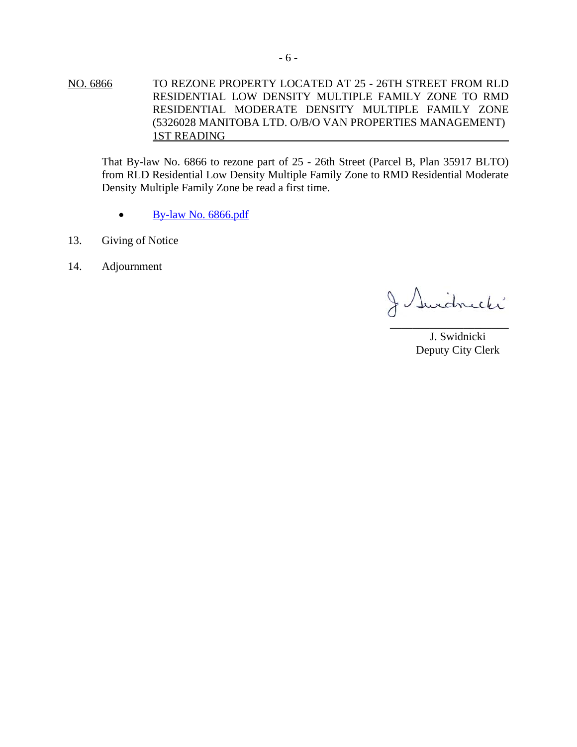NO. 6866 TO REZONE PROPERTY LOCATED AT 25 - 26TH STREET FROM RLD RESIDENTIAL LOW DENSITY MULTIPLE FAMILY ZONE TO RMD RESIDENTIAL MODERATE DENSITY MULTIPLE FAMILY ZONE (5326028 MANITOBA LTD. O/B/O VAN PROPERTIES MANAGEMENT) 1ST READING

That By-law No. 6866 to rezone part of 25 - 26th Street (Parcel B, Plan 35917 BLTO) from RLD Residential Low Density Multiple Family Zone to RMD Residential Moderate Density Multiple Family Zone be read a first time.

- By-law No. 6866.pdf

13. Giving of Notice

14. Adjournment

J. Swidnicki
Deputy City Clerk